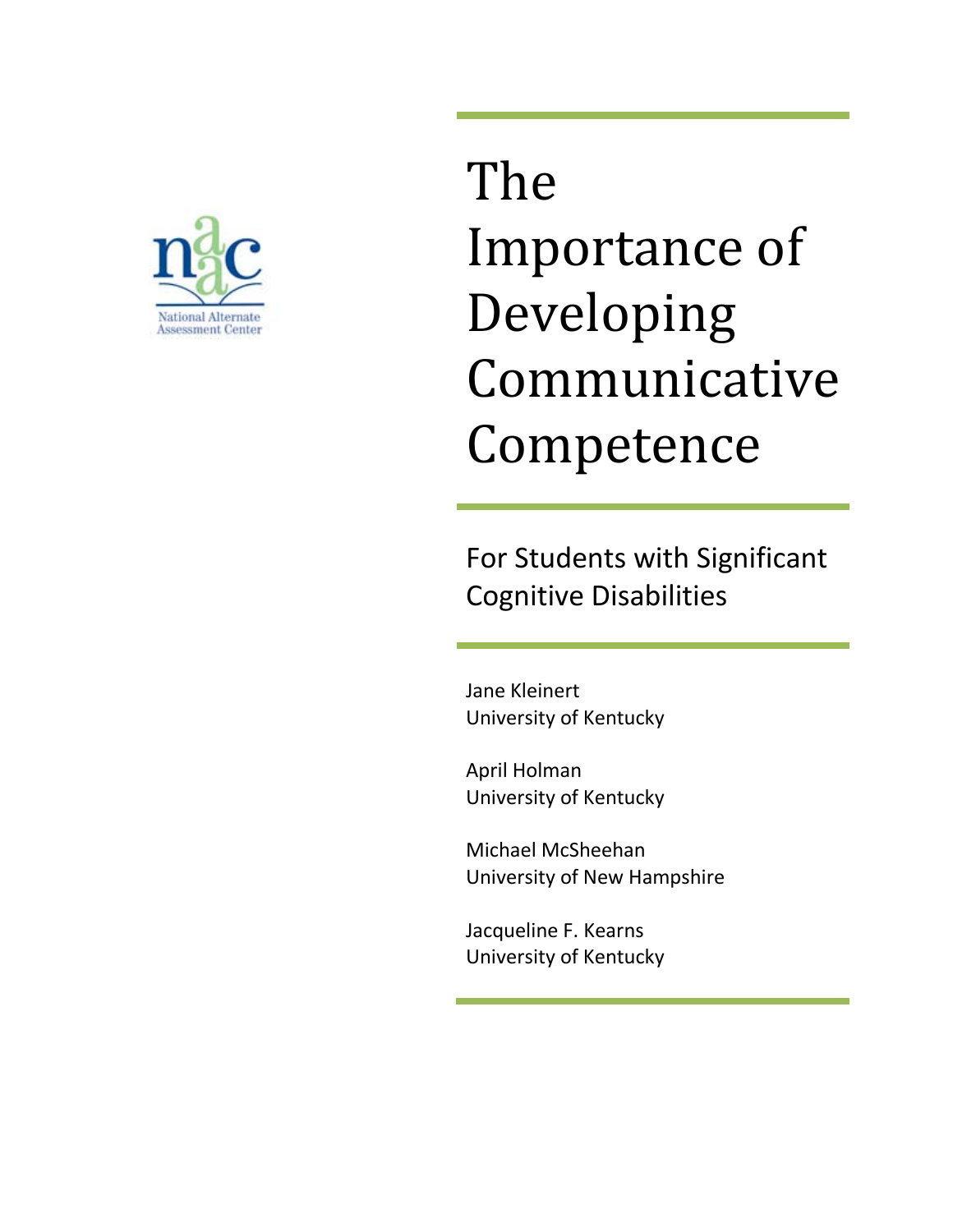National Alternate Assessment Center

# The Importance of Developing Communicative Competence

## For Students with Significant Cognitive Disabilities

Jane Kleinert
University of Kentucky

April Holman
University of Kentucky

Michael McSheehan
University of New Hampshire

Jacqueline F. Kearns
University of Kentucky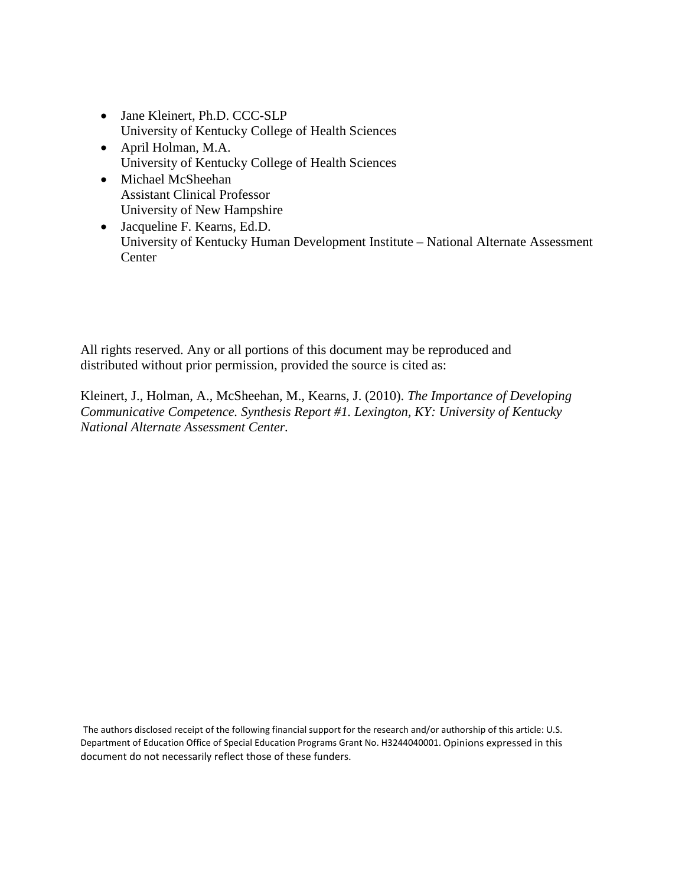- Jane Kleinert, Ph.D. CCC-SLP
  University of Kentucky College of Health Sciences
- April Holman, M.A.
  University of Kentucky College of Health Sciences
- Michael McSheehan
  Assistant Clinical Professor
  University of New Hampshire
- Jacqueline F. Kearns, Ed.D.
  University of Kentucky Human Development Institute – National Alternate Assessment Center

All rights reserved. Any or all portions of this document may be reproduced and distributed without prior permission, provided the source is cited as:

Kleinert, J., Holman, A., McSheehan, M., Kearns, J. (2010). *The Importance of Developing Communicative Competence. Synthesis Report #1. Lexington, KY: University of Kentucky National Alternate Assessment Center.*

The authors disclosed receipt of the following financial support for the research and/or authorship of this article: U.S. Department of Education Office of Special Education Programs Grant No. H3244040001. Opinions expressed in this document do not necessarily reflect those of these funders.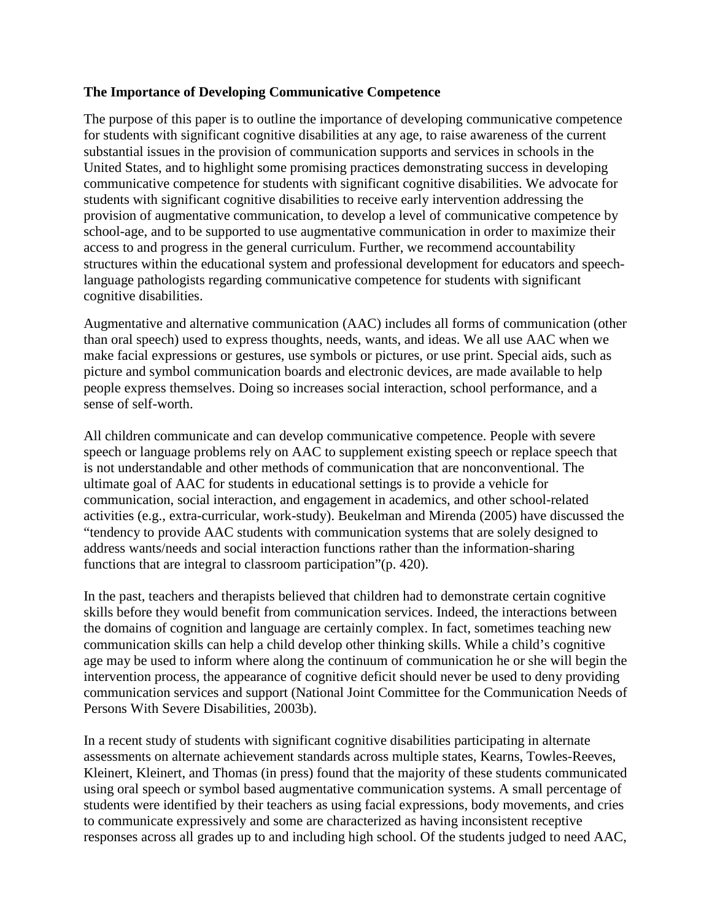### The Importance of Developing Communicative Competence

The purpose of this paper is to outline the importance of developing communicative competence for students with significant cognitive disabilities at any age, to raise awareness of the current substantial issues in the provision of communication supports and services in schools in the United States, and to highlight some promising practices demonstrating success in developing communicative competence for students with significant cognitive disabilities. We advocate for students with significant cognitive disabilities to receive early intervention addressing the provision of augmentative communication, to develop a level of communicative competence by school-age, and to be supported to use augmentative communication in order to maximize their access to and progress in the general curriculum. Further, we recommend accountability structures within the educational system and professional development for educators and speech-language pathologists regarding communicative competence for students with significant cognitive disabilities.

Augmentative and alternative communication (AAC) includes all forms of communication (other than oral speech) used to express thoughts, needs, wants, and ideas. We all use AAC when we make facial expressions or gestures, use symbols or pictures, or use print. Special aids, such as picture and symbol communication boards and electronic devices, are made available to help people express themselves. Doing so increases social interaction, school performance, and a sense of self-worth.

All children communicate and can develop communicative competence. People with severe speech or language problems rely on AAC to supplement existing speech or replace speech that is not understandable and other methods of communication that are nonconventional. The ultimate goal of AAC for students in educational settings is to provide a vehicle for communication, social interaction, and engagement in academics, and other school-related activities (e.g., extra-curricular, work-study). Beukelman and Mirenda (2005) have discussed the "tendency to provide AAC students with communication systems that are solely designed to address wants/needs and social interaction functions rather than the information-sharing functions that are integral to classroom participation"(p. 420).

In the past, teachers and therapists believed that children had to demonstrate certain cognitive skills before they would benefit from communication services. Indeed, the interactions between the domains of cognition and language are certainly complex. In fact, sometimes teaching new communication skills can help a child develop other thinking skills. While a child's cognitive age may be used to inform where along the continuum of communication he or she will begin the intervention process, the appearance of cognitive deficit should never be used to deny providing communication services and support (National Joint Committee for the Communication Needs of Persons With Severe Disabilities, 2003b).

In a recent study of students with significant cognitive disabilities participating in alternate assessments on alternate achievement standards across multiple states, Kearns, Towles-Reeves, Kleinert, Kleinert, and Thomas (in press) found that the majority of these students communicated using oral speech or symbol based augmentative communication systems. A small percentage of students were identified by their teachers as using facial expressions, body movements, and cries to communicate expressively and some are characterized as having inconsistent receptive responses across all grades up to and including high school. Of the students judged to need AAC,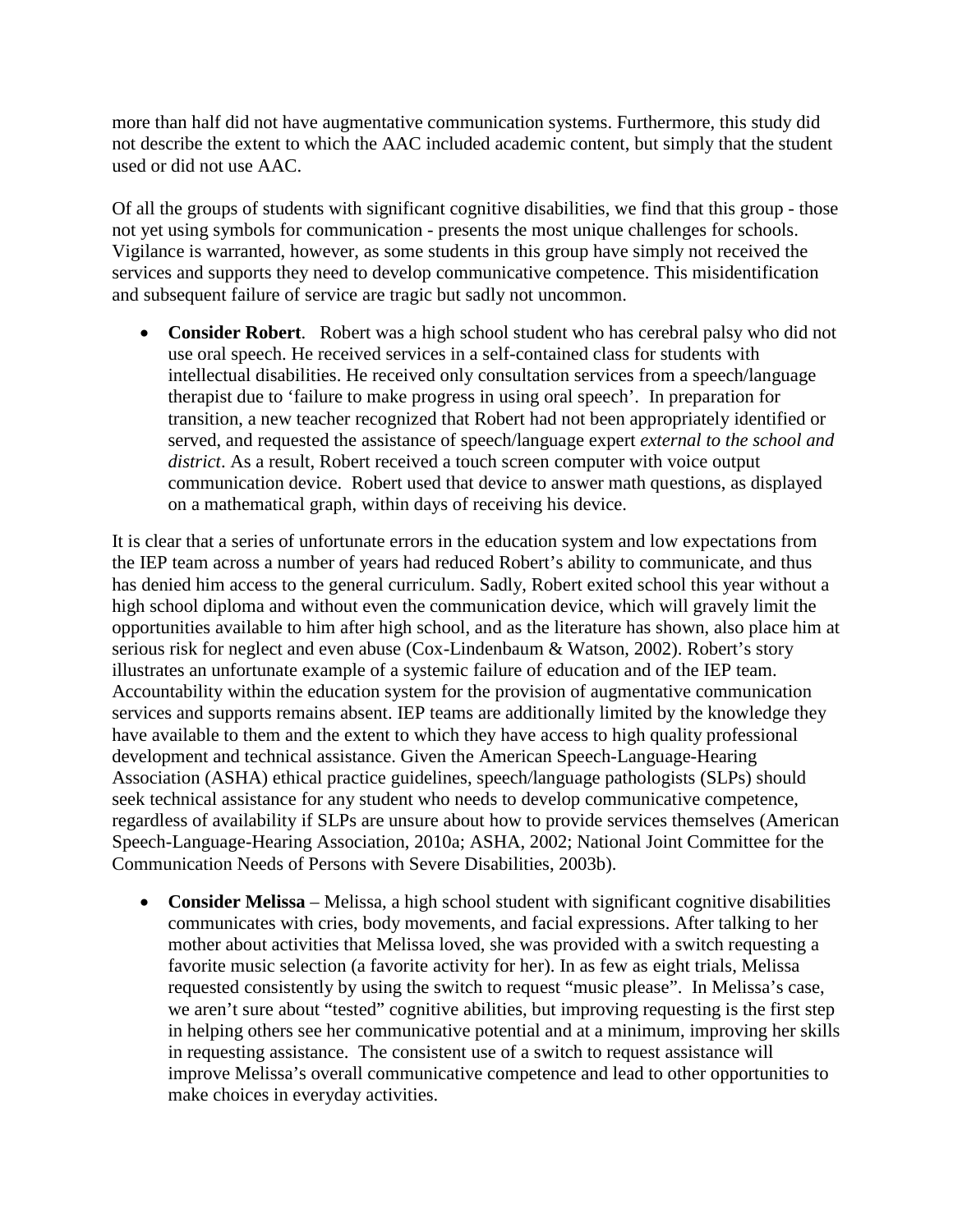more than half did not have augmentative communication systems. Furthermore, this study did not describe the extent to which the AAC included academic content, but simply that the student used or did not use AAC.

Of all the groups of students with significant cognitive disabilities, we find that this group - those not yet using symbols for communication - presents the most unique challenges for schools. Vigilance is warranted, however, as some students in this group have simply not received the services and supports they need to develop communicative competence. This misidentification and subsequent failure of service are tragic but sadly not uncommon.

- **Consider Robert**. Robert was a high school student who has cerebral palsy who did not use oral speech. He received services in a self-contained class for students with intellectual disabilities. He received only consultation services from a speech/language therapist due to 'failure to make progress in using oral speech'. In preparation for transition, a new teacher recognized that Robert had not been appropriately identified or served, and requested the assistance of speech/language expert *external to the school and district*. As a result, Robert received a touch screen computer with voice output communication device. Robert used that device to answer math questions, as displayed on a mathematical graph, within days of receiving his device.

It is clear that a series of unfortunate errors in the education system and low expectations from the IEP team across a number of years had reduced Robert's ability to communicate, and thus has denied him access to the general curriculum. Sadly, Robert exited school this year without a high school diploma and without even the communication device, which will gravely limit the opportunities available to him after high school, and as the literature has shown, also place him at serious risk for neglect and even abuse (Cox-Lindenbaum & Watson, 2002). Robert's story illustrates an unfortunate example of a systemic failure of education and of the IEP team. Accountability within the education system for the provision of augmentative communication services and supports remains absent. IEP teams are additionally limited by the knowledge they have available to them and the extent to which they have access to high quality professional development and technical assistance. Given the American Speech-Language-Hearing Association (ASHA) ethical practice guidelines, speech/language pathologists (SLPs) should seek technical assistance for any student who needs to develop communicative competence, regardless of availability if SLPs are unsure about how to provide services themselves (American Speech-Language-Hearing Association, 2010a; ASHA, 2002; National Joint Committee for the Communication Needs of Persons with Severe Disabilities, 2003b).

- **Consider Melissa** – Melissa, a high school student with significant cognitive disabilities communicates with cries, body movements, and facial expressions. After talking to her mother about activities that Melissa loved, she was provided with a switch requesting a favorite music selection (a favorite activity for her). In as few as eight trials, Melissa requested consistently by using the switch to request "music please". In Melissa's case, we aren't sure about "tested" cognitive abilities, but improving requesting is the first step in helping others see her communicative potential and at a minimum, improving her skills in requesting assistance. The consistent use of a switch to request assistance will improve Melissa's overall communicative competence and lead to other opportunities to make choices in everyday activities.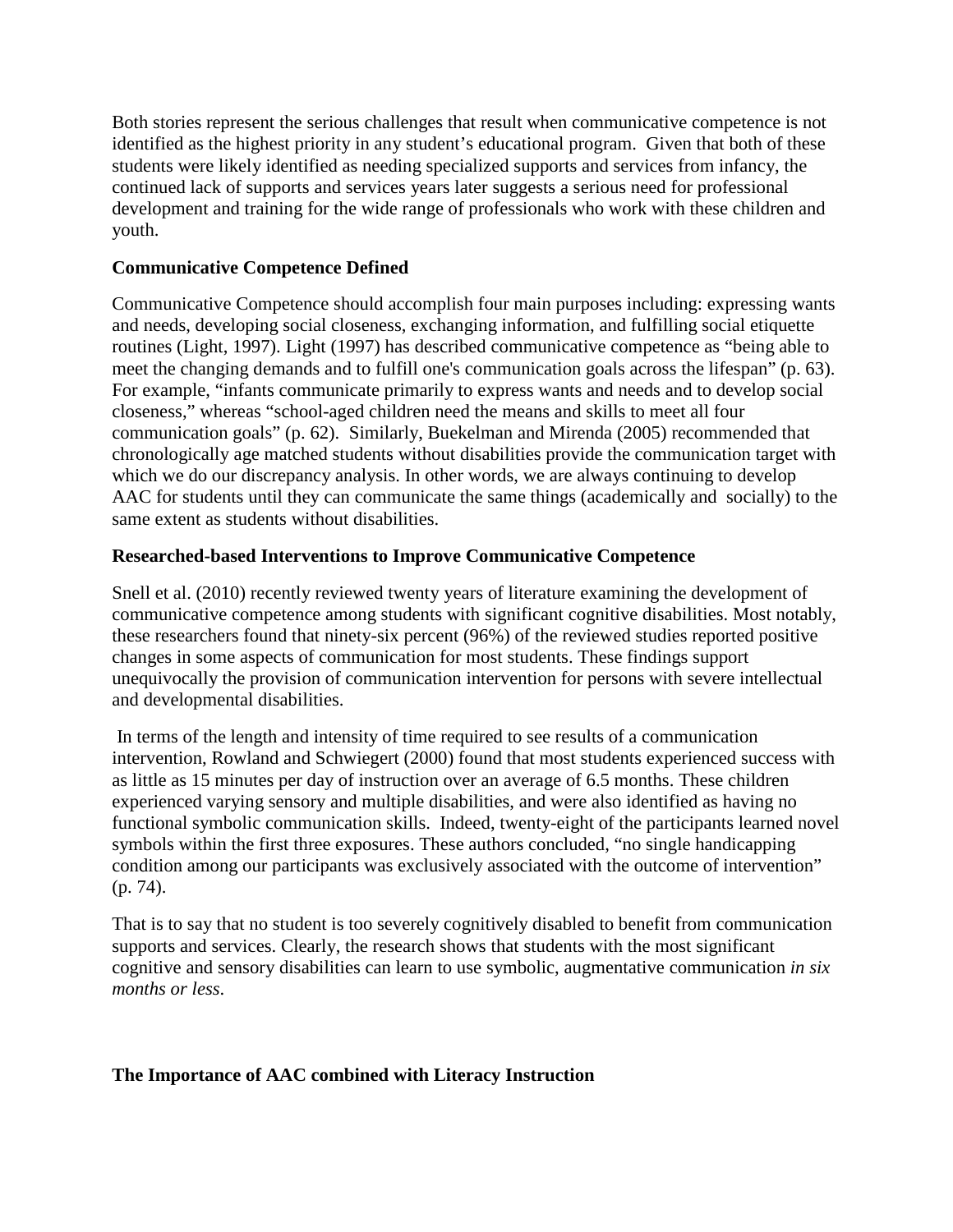Both stories represent the serious challenges that result when communicative competence is not identified as the highest priority in any student's educational program. Given that both of these students were likely identified as needing specialized supports and services from infancy, the continued lack of supports and services years later suggests a serious need for professional development and training for the wide range of professionals who work with these children and youth.

## Communicative Competence Defined

Communicative Competence should accomplish four main purposes including: expressing wants and needs, developing social closeness, exchanging information, and fulfilling social etiquette routines (Light, 1997). Light (1997) has described communicative competence as "being able to meet the changing demands and to fulfill one's communication goals across the lifespan" (p. 63). For example, "infants communicate primarily to express wants and needs and to develop social closeness," whereas "school-aged children need the means and skills to meet all four communication goals" (p. 62). Similarly, Buekelman and Mirenda (2005) recommended that chronologically age matched students without disabilities provide the communication target with which we do our discrepancy analysis. In other words, we are always continuing to develop AAC for students until they can communicate the same things (academically and socially) to the same extent as students without disabilities.

## Researched-based Interventions to Improve Communicative Competence

Snell et al. (2010) recently reviewed twenty years of literature examining the development of communicative competence among students with significant cognitive disabilities. Most notably, these researchers found that ninety-six percent (96%) of the reviewed studies reported positive changes in some aspects of communication for most students. These findings support unequivocally the provision of communication intervention for persons with severe intellectual and developmental disabilities.

In terms of the length and intensity of time required to see results of a communication intervention, Rowland and Schwiegert (2000) found that most students experienced success with as little as 15 minutes per day of instruction over an average of 6.5 months. These children experienced varying sensory and multiple disabilities, and were also identified as having no functional symbolic communication skills. Indeed, twenty-eight of the participants learned novel symbols within the first three exposures. These authors concluded, "no single handicapping condition among our participants was exclusively associated with the outcome of intervention" (p. 74).

That is to say that no student is too severely cognitively disabled to benefit from communication supports and services. Clearly, the research shows that students with the most significant cognitive and sensory disabilities can learn to use symbolic, augmentative communication *in six months or less*.

## The Importance of AAC combined with Literacy Instruction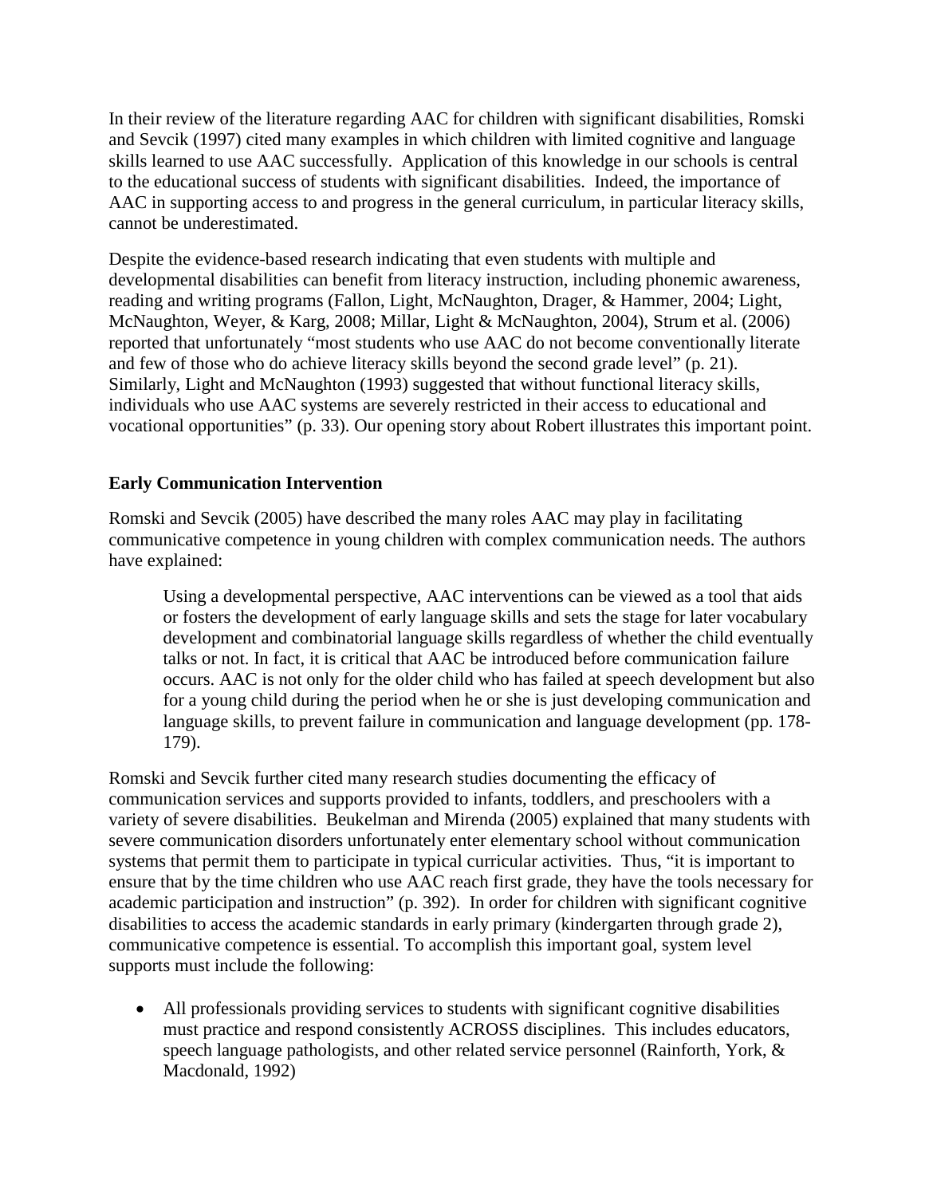In their review of the literature regarding AAC for children with significant disabilities, Romski and Sevcik (1997) cited many examples in which children with limited cognitive and language skills learned to use AAC successfully. Application of this knowledge in our schools is central to the educational success of students with significant disabilities. Indeed, the importance of AAC in supporting access to and progress in the general curriculum, in particular literacy skills, cannot be underestimated.

Despite the evidence-based research indicating that even students with multiple and developmental disabilities can benefit from literacy instruction, including phonemic awareness, reading and writing programs (Fallon, Light, McNaughton, Drager, & Hammer, 2004; Light, McNaughton, Weyer, & Karg, 2008; Millar, Light & McNaughton, 2004), Strum et al. (2006) reported that unfortunately "most students who use AAC do not become conventionally literate and few of those who do achieve literacy skills beyond the second grade level" (p. 21). Similarly, Light and McNaughton (1993) suggested that without functional literacy skills, individuals who use AAC systems are severely restricted in their access to educational and vocational opportunities" (p. 33). Our opening story about Robert illustrates this important point.

**Early Communication Intervention**

Romski and Sevcik (2005) have described the many roles AAC may play in facilitating communicative competence in young children with complex communication needs. The authors have explained:

> Using a developmental perspective, AAC interventions can be viewed as a tool that aids or fosters the development of early language skills and sets the stage for later vocabulary development and combinatorial language skills regardless of whether the child eventually talks or not. In fact, it is critical that AAC be introduced before communication failure occurs. AAC is not only for the older child who has failed at speech development but also for a young child during the period when he or she is just developing communication and language skills, to prevent failure in communication and language development (pp. 178-179).

Romski and Sevcik further cited many research studies documenting the efficacy of communication services and supports provided to infants, toddlers, and preschoolers with a variety of severe disabilities. Beukelman and Mirenda (2005) explained that many students with severe communication disorders unfortunately enter elementary school without communication systems that permit them to participate in typical curricular activities. Thus, "it is important to ensure that by the time children who use AAC reach first grade, they have the tools necessary for academic participation and instruction" (p. 392). In order for children with significant cognitive disabilities to access the academic standards in early primary (kindergarten through grade 2), communicative competence is essential. To accomplish this important goal, system level supports must include the following:

- All professionals providing services to students with significant cognitive disabilities must practice and respond consistently ACROSS disciplines. This includes educators, speech language pathologists, and other related service personnel (Rainforth, York, & Macdonald, 1992)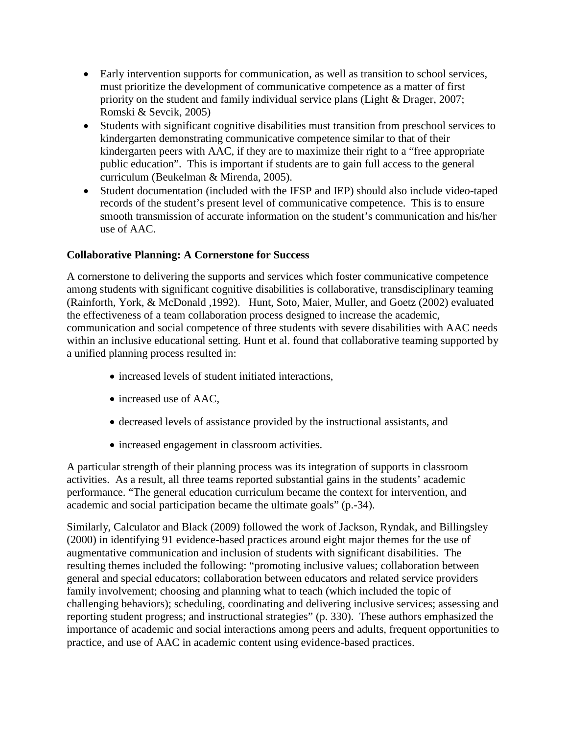- Early intervention supports for communication, as well as transition to school services, must prioritize the development of communicative competence as a matter of first priority on the student and family individual service plans (Light & Drager, 2007; Romski & Sevcik, 2005)
- Students with significant cognitive disabilities must transition from preschool services to kindergarten demonstrating communicative competence similar to that of their kindergarten peers with AAC, if they are to maximize their right to a "free appropriate public education". This is important if students are to gain full access to the general curriculum (Beukelman & Mirenda, 2005).
- Student documentation (included with the IFSP and IEP) should also include video-taped records of the student's present level of communicative competence. This is to ensure smooth transmission of accurate information on the student's communication and his/her use of AAC.

**Collaborative Planning: A Cornerstone for Success**

A cornerstone to delivering the supports and services which foster communicative competence among students with significant cognitive disabilities is collaborative, transdisciplinary teaming (Rainforth, York, & McDonald ,1992). Hunt, Soto, Maier, Muller, and Goetz (2002) evaluated the effectiveness of a team collaboration process designed to increase the academic, communication and social competence of three students with severe disabilities with AAC needs within an inclusive educational setting. Hunt et al. found that collaborative teaming supported by a unified planning process resulted in:

- increased levels of student initiated interactions,
- increased use of AAC,
- decreased levels of assistance provided by the instructional assistants, and
- increased engagement in classroom activities.

A particular strength of their planning process was its integration of supports in classroom activities. As a result, all three teams reported substantial gains in the students' academic performance. "The general education curriculum became the context for intervention, and academic and social participation became the ultimate goals" (p.-34).

Similarly, Calculator and Black (2009) followed the work of Jackson, Ryndak, and Billingsley (2000) in identifying 91 evidence-based practices around eight major themes for the use of augmentative communication and inclusion of students with significant disabilities. The resulting themes included the following: "promoting inclusive values; collaboration between general and special educators; collaboration between educators and related service providers family involvement; choosing and planning what to teach (which included the topic of challenging behaviors); scheduling, coordinating and delivering inclusive services; assessing and reporting student progress; and instructional strategies" (p. 330). These authors emphasized the importance of academic and social interactions among peers and adults, frequent opportunities to practice, and use of AAC in academic content using evidence-based practices.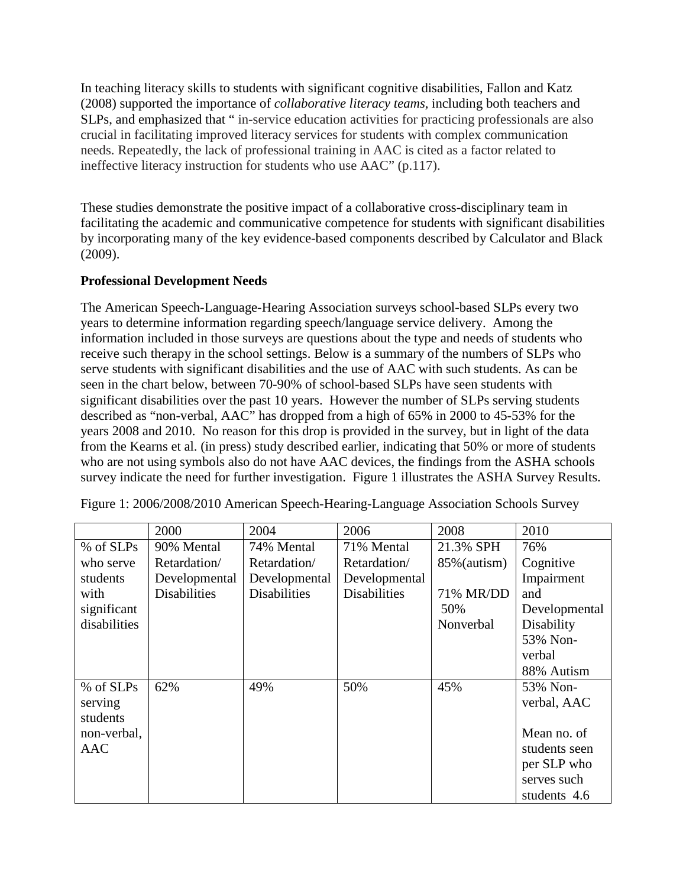In teaching literacy skills to students with significant cognitive disabilities, Fallon and Katz (2008) supported the importance of *collaborative literacy teams,* including both teachers and SLPs, and emphasized that " in-service education activities for practicing professionals are also crucial in facilitating improved literacy services for students with complex communication needs. Repeatedly, the lack of professional training in AAC is cited as a factor related to ineffective literacy instruction for students who use AAC" (p.117).

These studies demonstrate the positive impact of a collaborative cross-disciplinary team in facilitating the academic and communicative competence for students with significant disabilities by incorporating many of the key evidence-based components described by Calculator and Black (2009).

**Professional Development Needs**

The American Speech-Language-Hearing Association surveys school-based SLPs every two years to determine information regarding speech/language service delivery. Among the information included in those surveys are questions about the type and needs of students who receive such therapy in the school settings. Below is a summary of the numbers of SLPs who serve students with significant disabilities and the use of AAC with such students. As can be seen in the chart below, between 70-90% of school-based SLPs have seen students with significant disabilities over the past 10 years. However the number of SLPs serving students described as "non-verbal, AAC" has dropped from a high of 65% in 2000 to 45-53% for the years 2008 and 2010. No reason for this drop is provided in the survey, but in light of the data from the Kearns et al. (in press) study described earlier, indicating that 50% or more of students who are not using symbols also do not have AAC devices, the findings from the ASHA schools survey indicate the need for further investigation. Figure 1 illustrates the ASHA Survey Results.

Figure 1: 2006/2008/2010 American Speech-Hearing-Language Association Schools Survey

| | 2000 | 2004 | 2006 | 2008 | 2010 |
|---|---|---|---|---|---|
| % of SLPs who serve students with significant disabilities | 90% Mental Retardation/ Developmental Disabilities | 74% Mental Retardation/ Developmental Disabilities | 71% Mental Retardation/ Developmental Disabilities | 21.3% SPH 85%(autism) 71% MR/DD 50% Nonverbal | 76% Cognitive Impairment and Developmental Disability 53% Non-verbal 88% Autism |
| % of SLPs serving students non-verbal, AAC | 62% | 49% | 50% | 45% | 53% Non-verbal, AAC Mean no. of students seen per SLP who serves such students 4.6 |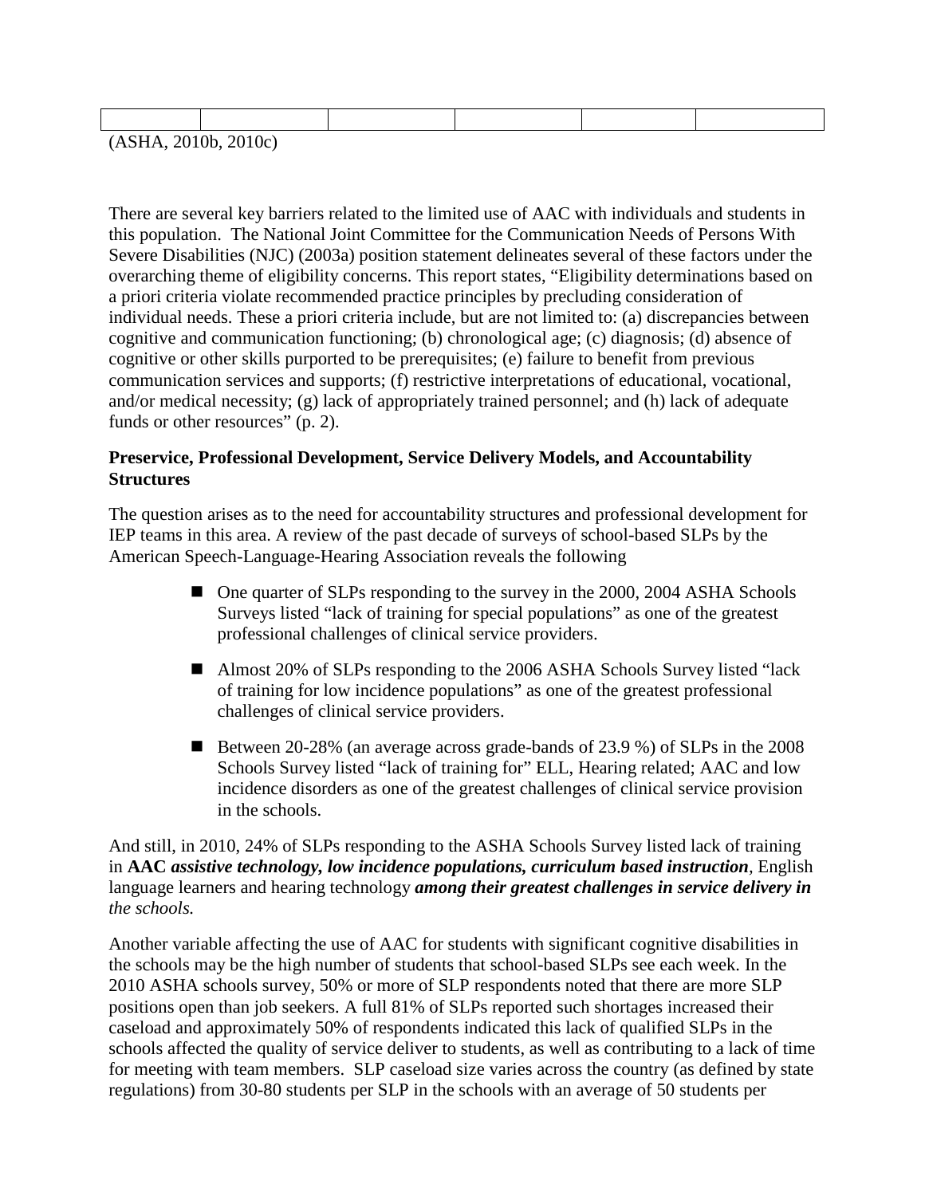| | | | | | |
|---|---|---|---|---|---|

(ASHA, 2010b, 2010c)

There are several key barriers related to the limited use of AAC with individuals and students in this population. The National Joint Committee for the Communication Needs of Persons With Severe Disabilities (NJC) (2003a) position statement delineates several of these factors under the overarching theme of eligibility concerns. This report states, "Eligibility determinations based on a priori criteria violate recommended practice principles by precluding consideration of individual needs. These a priori criteria include, but are not limited to: (a) discrepancies between cognitive and communication functioning; (b) chronological age; (c) diagnosis; (d) absence of cognitive or other skills purported to be prerequisites; (e) failure to benefit from previous communication services and supports; (f) restrictive interpretations of educational, vocational, and/or medical necessity; (g) lack of appropriately trained personnel; and (h) lack of adequate funds or other resources" (p. 2).

**Preservice, Professional Development, Service Delivery Models, and Accountability Structures**

The question arises as to the need for accountability structures and professional development for IEP teams in this area. A review of the past decade of surveys of school-based SLPs by the American Speech-Language-Hearing Association reveals the following

- One quarter of SLPs responding to the survey in the 2000, 2004 ASHA Schools Surveys listed "lack of training for special populations" as one of the greatest professional challenges of clinical service providers.
- Almost 20% of SLPs responding to the 2006 ASHA Schools Survey listed "lack of training for low incidence populations" as one of the greatest professional challenges of clinical service providers.
- Between 20-28% (an average across grade-bands of 23.9 %) of SLPs in the 2008 Schools Survey listed "lack of training for" ELL, Hearing related; AAC and low incidence disorders as one of the greatest challenges of clinical service provision in the schools.

And still, in 2010, 24% of SLPs responding to the ASHA Schools Survey listed lack of training in **AAC** ***assistive technology, low incidence populations, curriculum based instruction***, English language learners and hearing technology ***among their greatest challenges in service delivery in*** *the schools.*

Another variable affecting the use of AAC for students with significant cognitive disabilities in the schools may be the high number of students that school-based SLPs see each week. In the 2010 ASHA schools survey, 50% or more of SLP respondents noted that there are more SLP positions open than job seekers. A full 81% of SLPs reported such shortages increased their caseload and approximately 50% of respondents indicated this lack of qualified SLPs in the schools affected the quality of service deliver to students, as well as contributing to a lack of time for meeting with team members. SLP caseload size varies across the country (as defined by state regulations) from 30-80 students per SLP in the schools with an average of 50 students per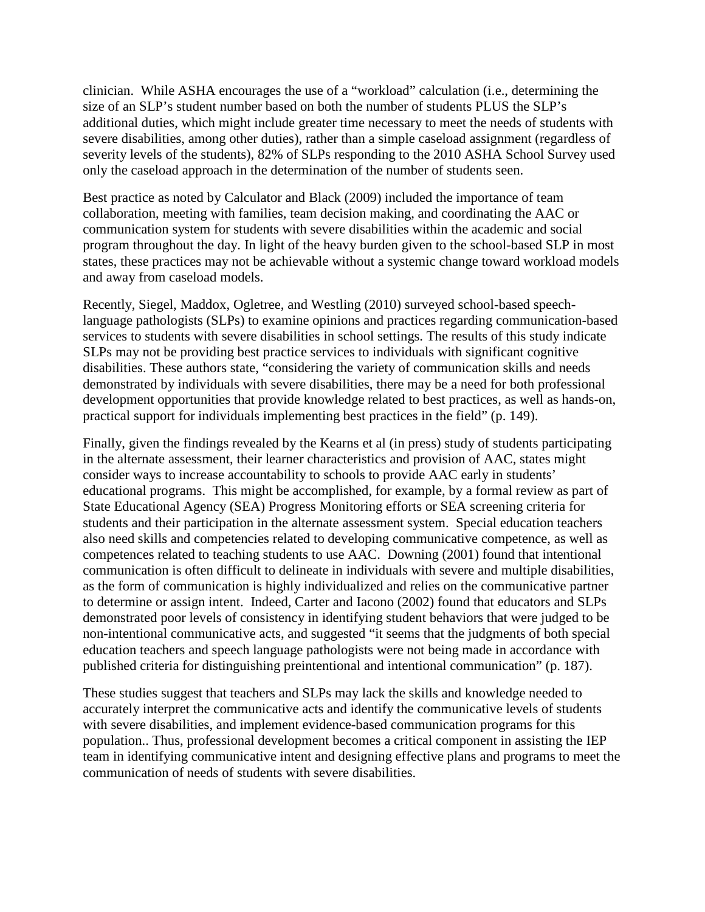clinician. While ASHA encourages the use of a "workload" calculation (i.e., determining the size of an SLP's student number based on both the number of students PLUS the SLP's additional duties, which might include greater time necessary to meet the needs of students with severe disabilities, among other duties), rather than a simple caseload assignment (regardless of severity levels of the students), 82% of SLPs responding to the 2010 ASHA School Survey used only the caseload approach in the determination of the number of students seen.

Best practice as noted by Calculator and Black (2009) included the importance of team collaboration, meeting with families, team decision making, and coordinating the AAC or communication system for students with severe disabilities within the academic and social program throughout the day. In light of the heavy burden given to the school-based SLP in most states, these practices may not be achievable without a systemic change toward workload models and away from caseload models.

Recently, Siegel, Maddox, Ogletree, and Westling (2010) surveyed school-based speech-language pathologists (SLPs) to examine opinions and practices regarding communication-based services to students with severe disabilities in school settings. The results of this study indicate SLPs may not be providing best practice services to individuals with significant cognitive disabilities. These authors state, "considering the variety of communication skills and needs demonstrated by individuals with severe disabilities, there may be a need for both professional development opportunities that provide knowledge related to best practices, as well as hands-on, practical support for individuals implementing best practices in the field" (p. 149).

Finally, given the findings revealed by the Kearns et al (in press) study of students participating in the alternate assessment, their learner characteristics and provision of AAC, states might consider ways to increase accountability to schools to provide AAC early in students' educational programs. This might be accomplished, for example, by a formal review as part of State Educational Agency (SEA) Progress Monitoring efforts or SEA screening criteria for students and their participation in the alternate assessment system. Special education teachers also need skills and competencies related to developing communicative competence, as well as competences related to teaching students to use AAC. Downing (2001) found that intentional communication is often difficult to delineate in individuals with severe and multiple disabilities, as the form of communication is highly individualized and relies on the communicative partner to determine or assign intent. Indeed, Carter and Iacono (2002) found that educators and SLPs demonstrated poor levels of consistency in identifying student behaviors that were judged to be non-intentional communicative acts, and suggested "it seems that the judgments of both special education teachers and speech language pathologists were not being made in accordance with published criteria for distinguishing preintentional and intentional communication" (p. 187).

These studies suggest that teachers and SLPs may lack the skills and knowledge needed to accurately interpret the communicative acts and identify the communicative levels of students with severe disabilities, and implement evidence-based communication programs for this population.. Thus, professional development becomes a critical component in assisting the IEP team in identifying communicative intent and designing effective plans and programs to meet the communication of needs of students with severe disabilities.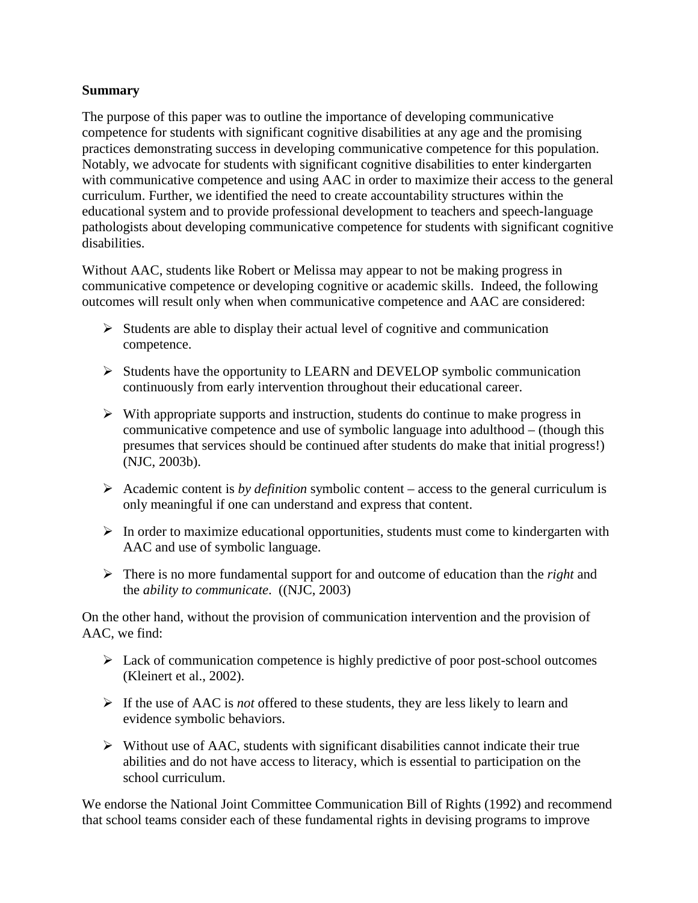**Summary**

The purpose of this paper was to outline the importance of developing communicative competence for students with significant cognitive disabilities at any age and the promising practices demonstrating success in developing communicative competence for this population. Notably, we advocate for students with significant cognitive disabilities to enter kindergarten with communicative competence and using AAC in order to maximize their access to the general curriculum. Further, we identified the need to create accountability structures within the educational system and to provide professional development to teachers and speech-language pathologists about developing communicative competence for students with significant cognitive disabilities.

Without AAC, students like Robert or Melissa may appear to not be making progress in communicative competence or developing cognitive or academic skills. Indeed, the following outcomes will result only when when communicative competence and AAC are considered:

- Students are able to display their actual level of cognitive and communication competence.
- Students have the opportunity to LEARN and DEVELOP symbolic communication continuously from early intervention throughout their educational career.
- With appropriate supports and instruction, students do continue to make progress in communicative competence and use of symbolic language into adulthood – (though this presumes that services should be continued after students do make that initial progress!) (NJC, 2003b).
- Academic content is *by definition* symbolic content – access to the general curriculum is only meaningful if one can understand and express that content.
- In order to maximize educational opportunities, students must come to kindergarten with AAC and use of symbolic language.
- There is no more fundamental support for and outcome of education than the *right* and the *ability to communicate*. ((NJC, 2003)

On the other hand, without the provision of communication intervention and the provision of AAC, we find:

- Lack of communication competence is highly predictive of poor post-school outcomes (Kleinert et al., 2002).
- If the use of AAC is *not* offered to these students, they are less likely to learn and evidence symbolic behaviors.
- Without use of AAC, students with significant disabilities cannot indicate their true abilities and do not have access to literacy, which is essential to participation on the school curriculum.

We endorse the National Joint Committee Communication Bill of Rights (1992) and recommend that school teams consider each of these fundamental rights in devising programs to improve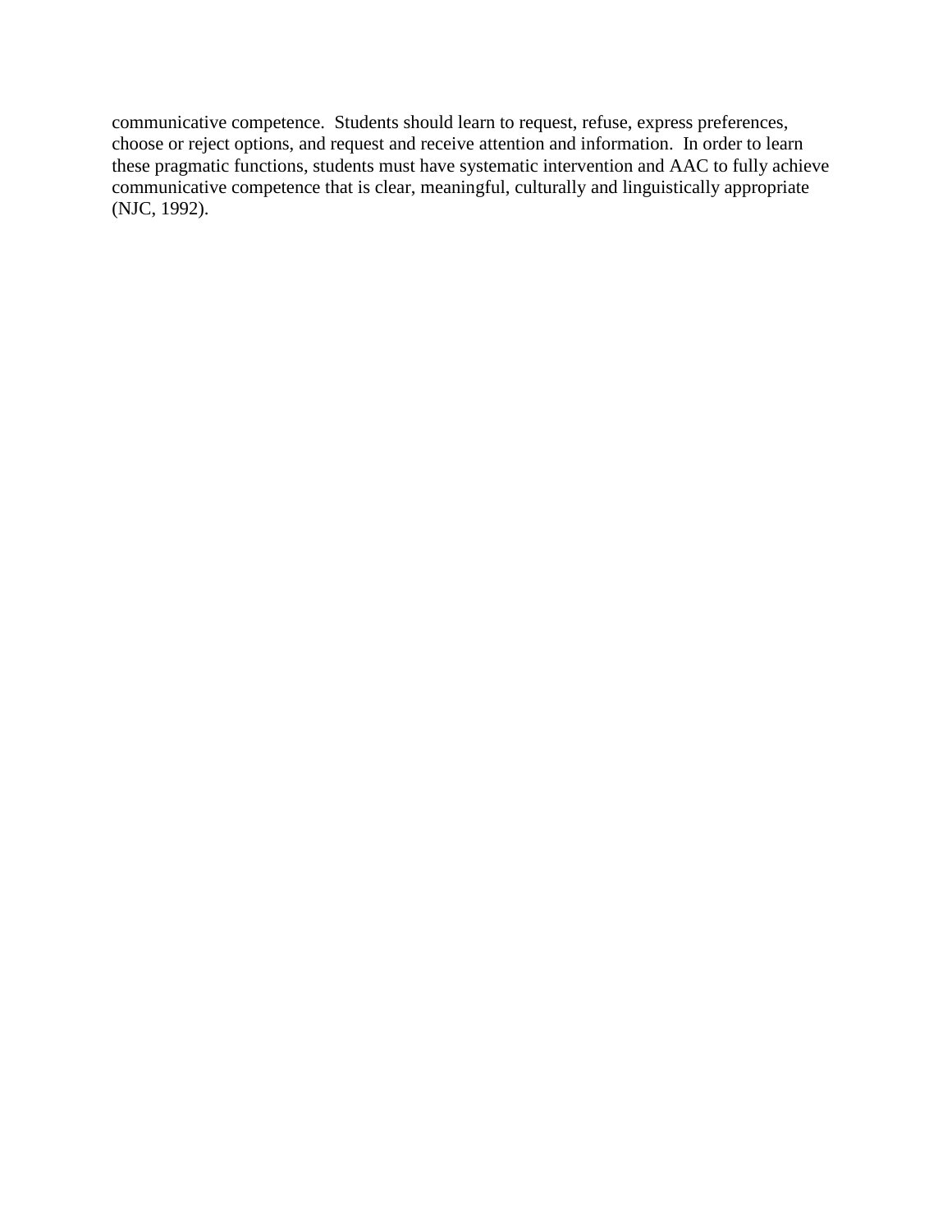communicative competence. Students should learn to request, refuse, express preferences, choose or reject options, and request and receive attention and information. In order to learn these pragmatic functions, students must have systematic intervention and AAC to fully achieve communicative competence that is clear, meaningful, culturally and linguistically appropriate (NJC, 1992).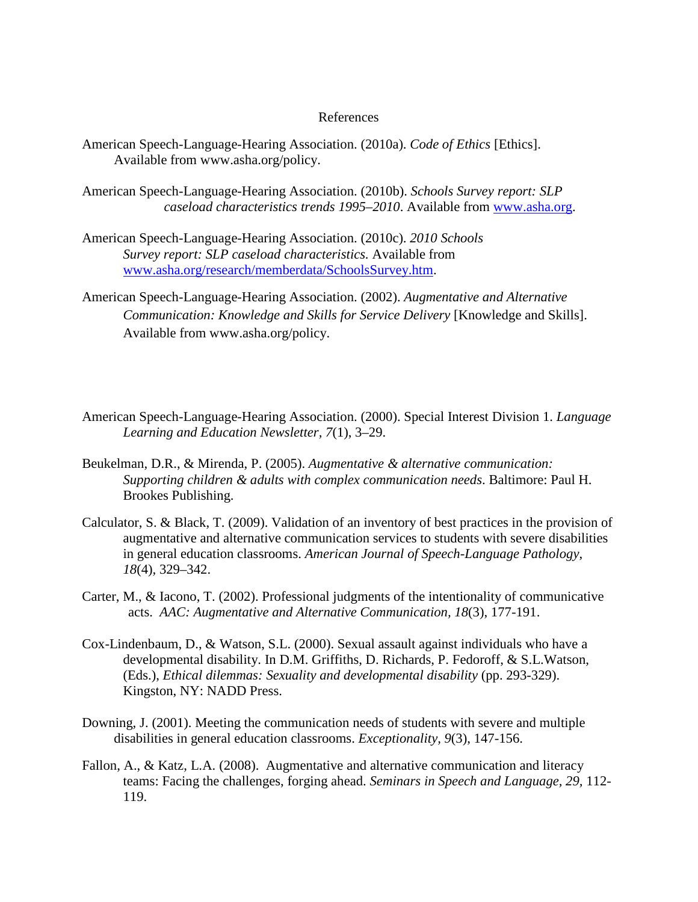# References

American Speech-Language-Hearing Association. (2010a). *Code of Ethics* [Ethics]. Available from www.asha.org/policy.

American Speech-Language-Hearing Association. (2010b). *Schools Survey report: SLP caseload characteristics trends 1995–2010*. Available from www.asha.org.

American Speech-Language-Hearing Association. (2010c). *2010 Schools Survey report: SLP caseload characteristics.* Available from www.asha.org/research/memberdata/SchoolsSurvey.htm.

American Speech-Language-Hearing Association. (2002). *Augmentative and Alternative Communication: Knowledge and Skills for Service Delivery* [Knowledge and Skills]. Available from www.asha.org/policy.

American Speech-Language-Hearing Association. (2000). Special Interest Division 1. *Language Learning and Education Newsletter, 7*(1), 3–29.

Beukelman, D.R., & Mirenda, P. (2005). *Augmentative & alternative communication: Supporting children & adults with complex communication needs*. Baltimore: Paul H. Brookes Publishing.

Calculator, S. & Black, T. (2009). Validation of an inventory of best practices in the provision of augmentative and alternative communication services to students with severe disabilities in general education classrooms. *American Journal of Speech-Language Pathology*, *18*(4), 329–342.

Carter, M., & Iacono, T. (2002). Professional judgments of the intentionality of communicative acts. *AAC: Augmentative and Alternative Communication*, *18*(3), 177-191.

Cox-Lindenbaum, D., & Watson, S.L. (2000). Sexual assault against individuals who have a developmental disability. In D.M. Griffiths, D. Richards, P. Fedoroff, & S.L.Watson, (Eds.), *Ethical dilemmas: Sexuality and developmental disability* (pp. 293-329). Kingston, NY: NADD Press.

Downing, J. (2001). Meeting the communication needs of students with severe and multiple disabilities in general education classrooms. *Exceptionality, 9*(3), 147-156.

Fallon, A., & Katz, L.A. (2008). Augmentative and alternative communication and literacy teams: Facing the challenges, forging ahead. *Seminars in Speech and Language, 29*, 112-119.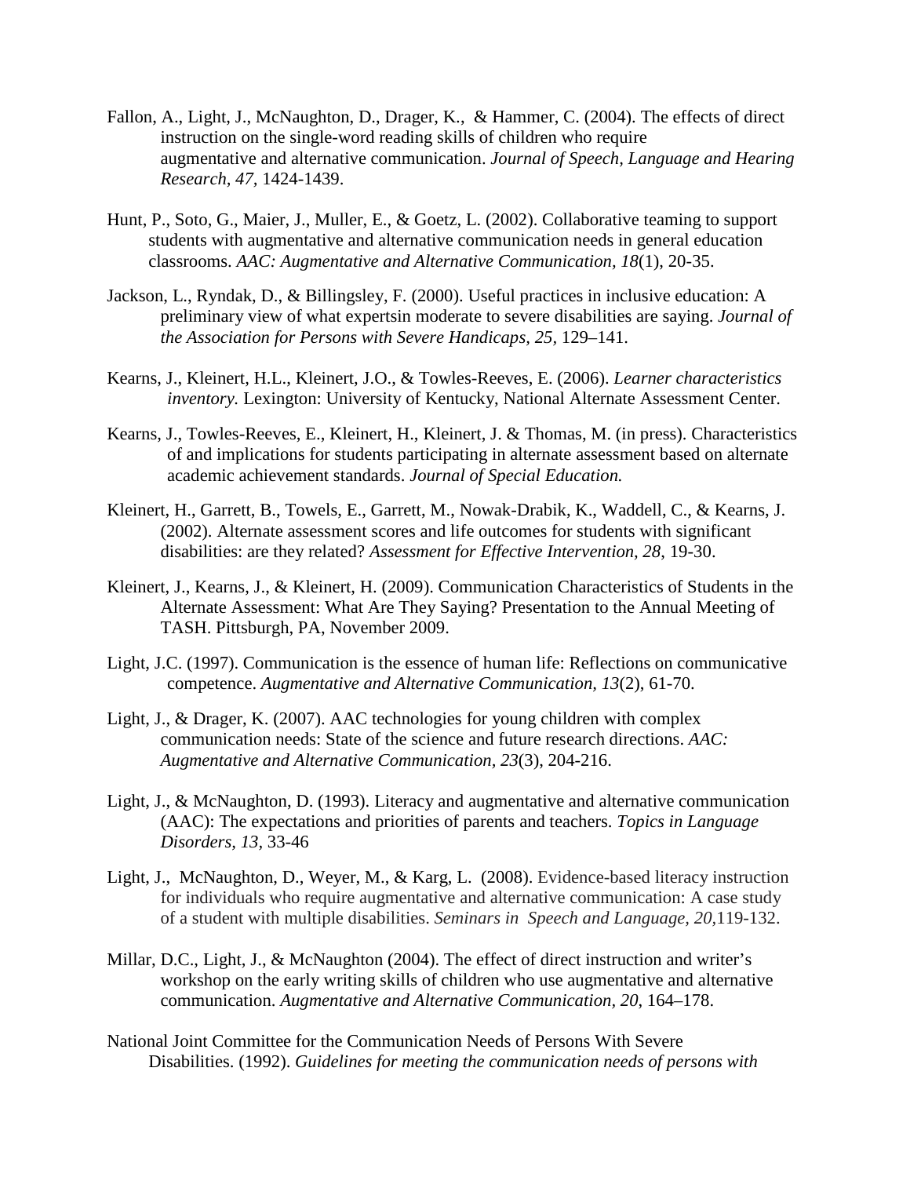Fallon, A., Light, J., McNaughton, D., Drager, K., & Hammer, C. (2004). The effects of direct instruction on the single-word reading skills of children who require augmentative and alternative communication. *Journal of Speech, Language and Hearing Research, 47*, 1424-1439.

Hunt, P., Soto, G., Maier, J., Muller, E., & Goetz, L. (2002). Collaborative teaming to support students with augmentative and alternative communication needs in general education classrooms. *AAC: Augmentative and Alternative Communication, 18*(1), 20-35.

Jackson, L., Ryndak, D., & Billingsley, F. (2000). Useful practices in inclusive education: A preliminary view of what expertsin moderate to severe disabilities are saying. *Journal of the Association for Persons with Severe Handicaps, 25,* 129–141.

Kearns, J., Kleinert, H.L., Kleinert, J.O., & Towles-Reeves, E. (2006). *Learner characteristics inventory.* Lexington: University of Kentucky, National Alternate Assessment Center.

Kearns, J., Towles-Reeves, E., Kleinert, H., Kleinert, J. & Thomas, M. (in press). Characteristics of and implications for students participating in alternate assessment based on alternate academic achievement standards. *Journal of Special Education.*

Kleinert, H., Garrett, B., Towels, E., Garrett, M., Nowak-Drabik, K., Waddell, C., & Kearns, J. (2002). Alternate assessment scores and life outcomes for students with significant disabilities: are they related? *Assessment for Effective Intervention, 28*, 19-30.

Kleinert, J., Kearns, J., & Kleinert, H. (2009). Communication Characteristics of Students in the Alternate Assessment: What Are They Saying? Presentation to the Annual Meeting of TASH. Pittsburgh, PA, November 2009.

Light, J.C. (1997). Communication is the essence of human life: Reflections on communicative competence. *Augmentative and Alternative Communication, 13*(2), 61-70.

Light, J., & Drager, K. (2007). AAC technologies for young children with complex communication needs: State of the science and future research directions. *AAC: Augmentative and Alternative Communication, 23*(3), 204-216.

Light, J., & McNaughton, D. (1993). Literacy and augmentative and alternative communication (AAC): The expectations and priorities of parents and teachers. *Topics in Language Disorders, 13,* 33-46

Light, J., McNaughton, D., Weyer, M., & Karg, L. (2008). Evidence-based literacy instruction for individuals who require augmentative and alternative communication: A case study of a student with multiple disabilities. *Seminars in Speech and Language, 20,*119-132.

Millar, D.C., Light, J., & McNaughton (2004). The effect of direct instruction and writer's workshop on the early writing skills of children who use augmentative and alternative communication. *Augmentative and Alternative Communication, 20*, 164–178.

National Joint Committee for the Communication Needs of Persons With Severe Disabilities. (1992). *Guidelines for meeting the communication needs of persons with*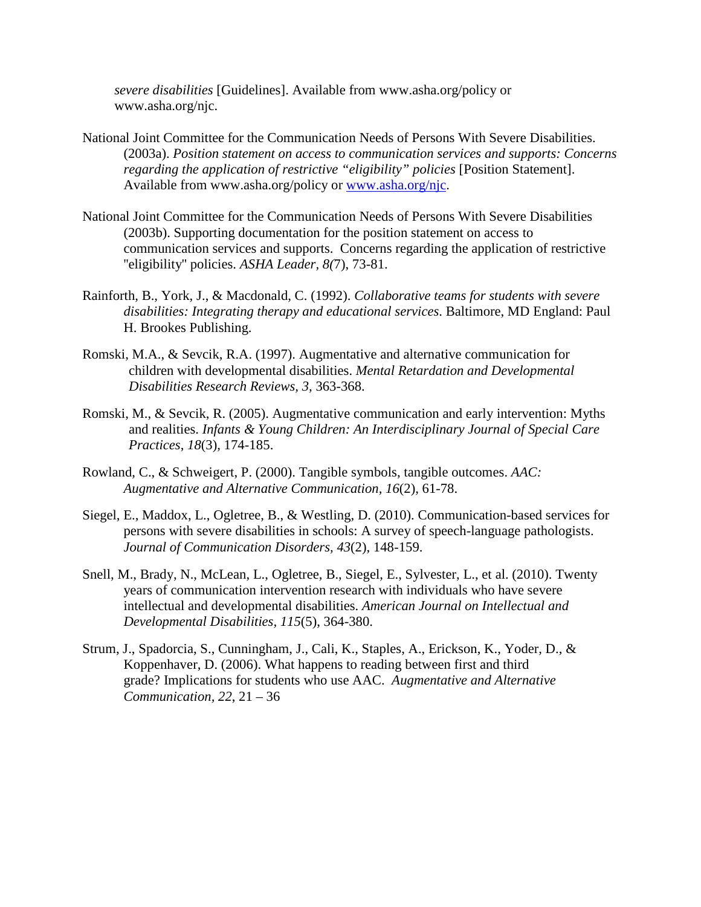*severe disabilities* [Guidelines]. Available from www.asha.org/policy or www.asha.org/njc.

National Joint Committee for the Communication Needs of Persons With Severe Disabilities. (2003a). *Position statement on access to communication services and supports: Concerns regarding the application of restrictive "eligibility" policies* [Position Statement]. Available from www.asha.org/policy or www.asha.org/njc.

National Joint Committee for the Communication Needs of Persons With Severe Disabilities (2003b). Supporting documentation for the position statement on access to communication services and supports. Concerns regarding the application of restrictive "eligibility" policies. *ASHA Leader, 8*(7), 73-81.

Rainforth, B., York, J., & Macdonald, C. (1992). *Collaborative teams for students with severe disabilities: Integrating therapy and educational services*. Baltimore, MD England: Paul H. Brookes Publishing.

Romski, M.A., & Sevcik, R.A. (1997). Augmentative and alternative communication for children with developmental disabilities. *Mental Retardation and Developmental Disabilities Research Reviews, 3,* 363-368.

Romski, M., & Sevcik, R. (2005). Augmentative communication and early intervention: Myths and realities. *Infants & Young Children: An Interdisciplinary Journal of Special Care Practices*, *18*(3), 174-185.

Rowland, C., & Schweigert, P. (2000). Tangible symbols, tangible outcomes. *AAC: Augmentative and Alternative Communication, 16*(2), 61-78.

Siegel, E., Maddox, L., Ogletree, B., & Westling, D. (2010). Communication-based services for persons with severe disabilities in schools: A survey of speech-language pathologists. *Journal of Communication Disorders, 43*(2), 148-159.

Snell, M., Brady, N., McLean, L., Ogletree, B., Siegel, E., Sylvester, L., et al. (2010). Twenty years of communication intervention research with individuals who have severe intellectual and developmental disabilities. *American Journal on Intellectual and Developmental Disabilities, 115*(5), 364-380.

Strum, J., Spadorcia, S., Cunningham, J., Cali, K., Staples, A., Erickson, K., Yoder, D., & Koppenhaver, D. (2006). What happens to reading between first and third grade? Implications for students who use AAC. *Augmentative and Alternative Communication*, *22*, 21 – 36